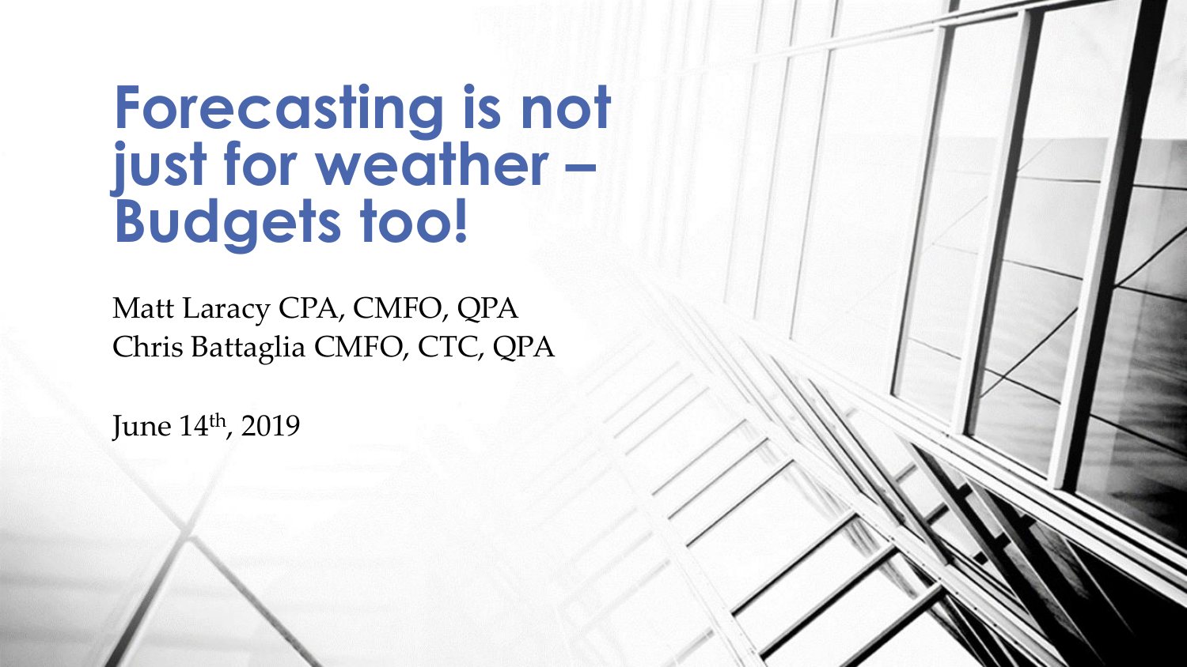# Forecasting is not just for weather – Budgets too!

Matt Laracy CPA, CMFO, QPA
Chris Battaglia CMFO, CTC, QPA

June 14th, 2019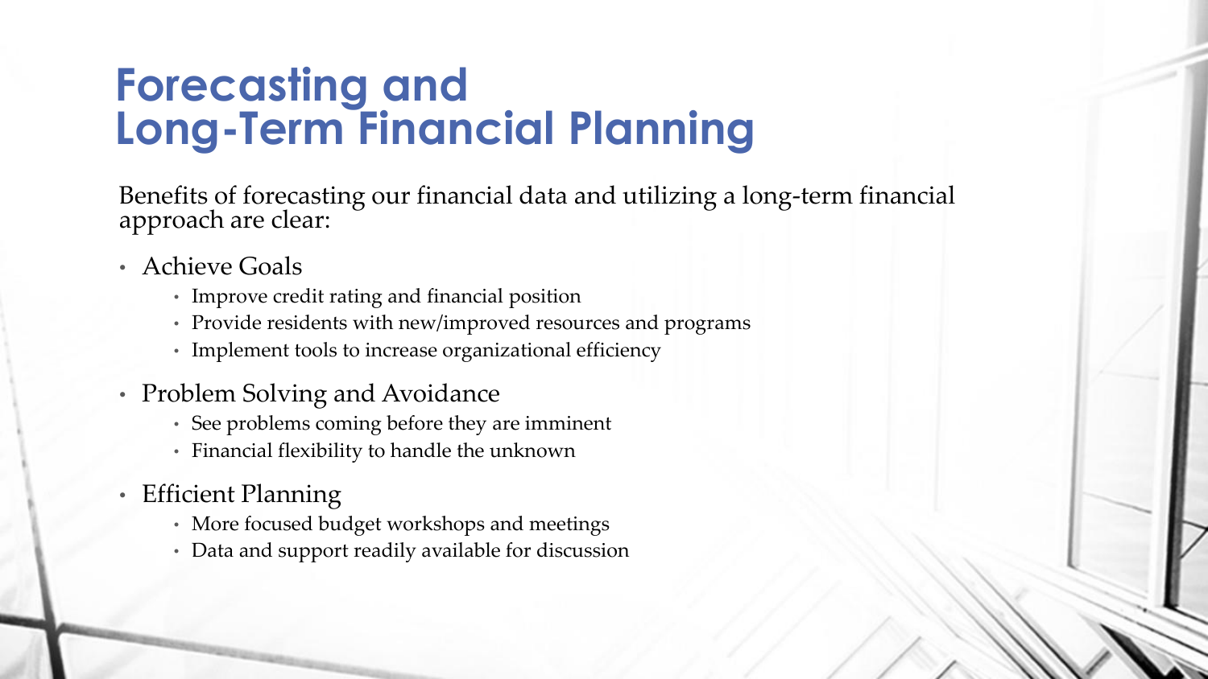# Forecasting and Long-Term Financial Planning

Benefits of forecasting our financial data and utilizing a long-term financial approach are clear:

- Achieve Goals
  - Improve credit rating and financial position
  - Provide residents with new/improved resources and programs
  - Implement tools to increase organizational efficiency
- Problem Solving and Avoidance
  - See problems coming before they are imminent
  - Financial flexibility to handle the unknown
- Efficient Planning
  - More focused budget workshops and meetings
  - Data and support readily available for discussion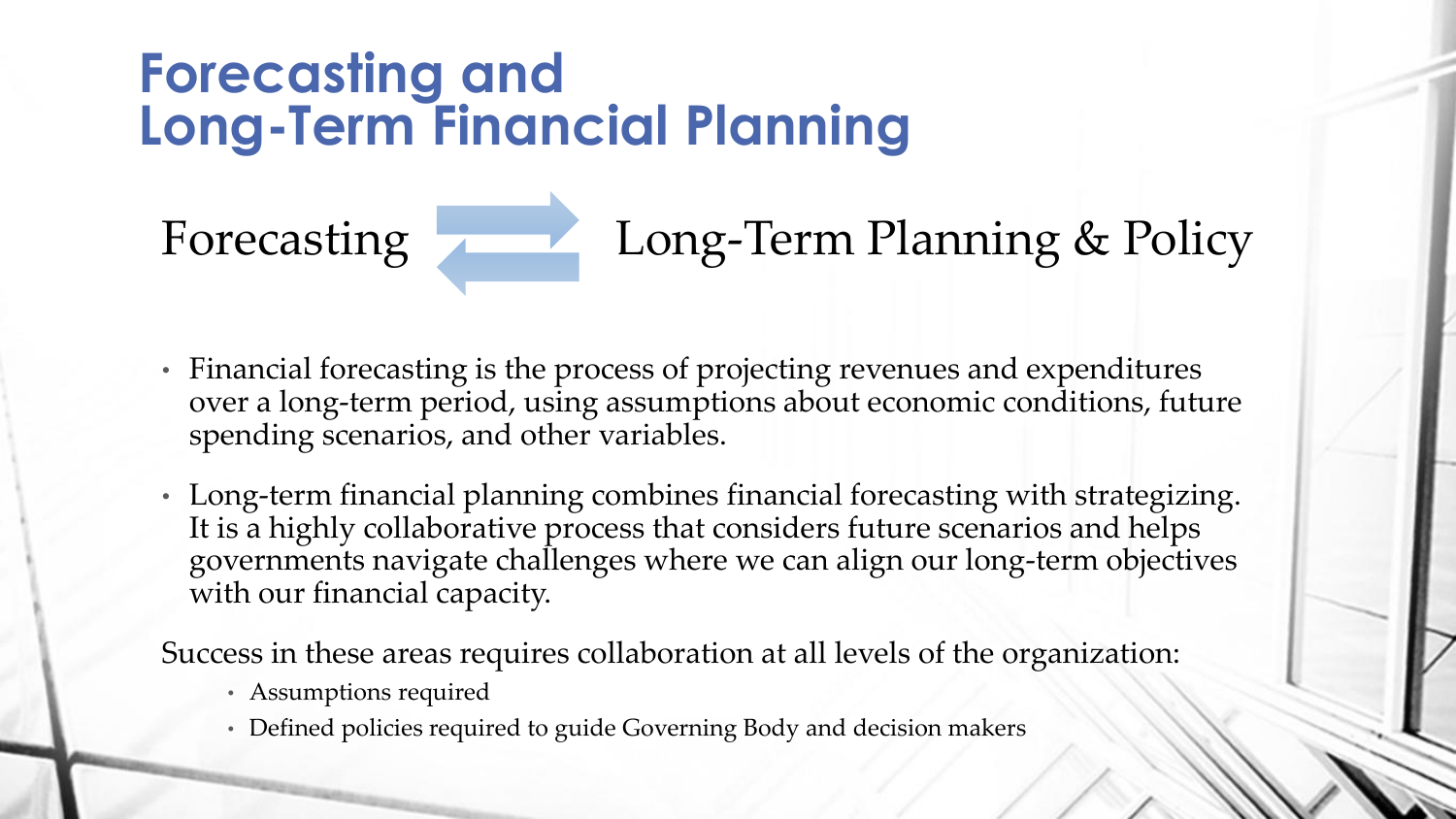# Forecasting and Long-Term Financial Planning

Forecasting ⇄ Long-Term Planning & Policy

- Financial forecasting is the process of projecting revenues and expenditures over a long-term period, using assumptions about economic conditions, future spending scenarios, and other variables.
- Long-term financial planning combines financial forecasting with strategizing. It is a highly collaborative process that considers future scenarios and helps governments navigate challenges where we can align our long-term objectives with our financial capacity.

Success in these areas requires collaboration at all levels of the organization:

- Assumptions required
- Defined policies required to guide Governing Body and decision makers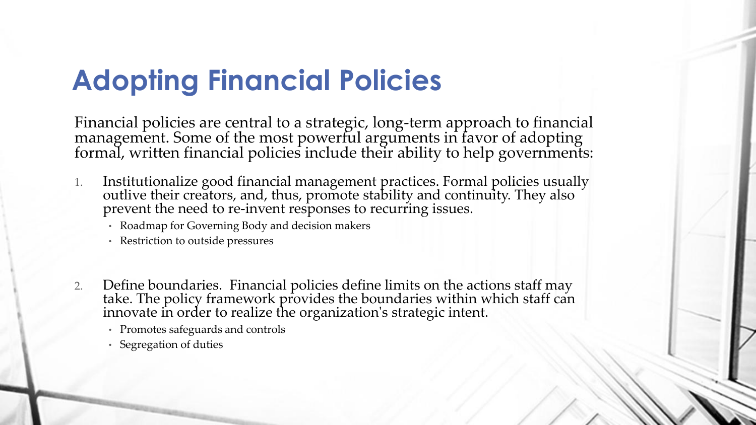# Adopting Financial Policies

Financial policies are central to a strategic, long-term approach to financial management. Some of the most powerful arguments in favor of adopting formal, written financial policies include their ability to help governments:

1. Institutionalize good financial management practices. Formal policies usually outlive their creators, and, thus, promote stability and continuity. They also prevent the need to re-invent responses to recurring issues.
   - Roadmap for Governing Body and decision makers
   - Restriction to outside pressures

2. Define boundaries. Financial policies define limits on the actions staff may take. The policy framework provides the boundaries within which staff can innovate in order to realize the organization's strategic intent.
   - Promotes safeguards and controls
   - Segregation of duties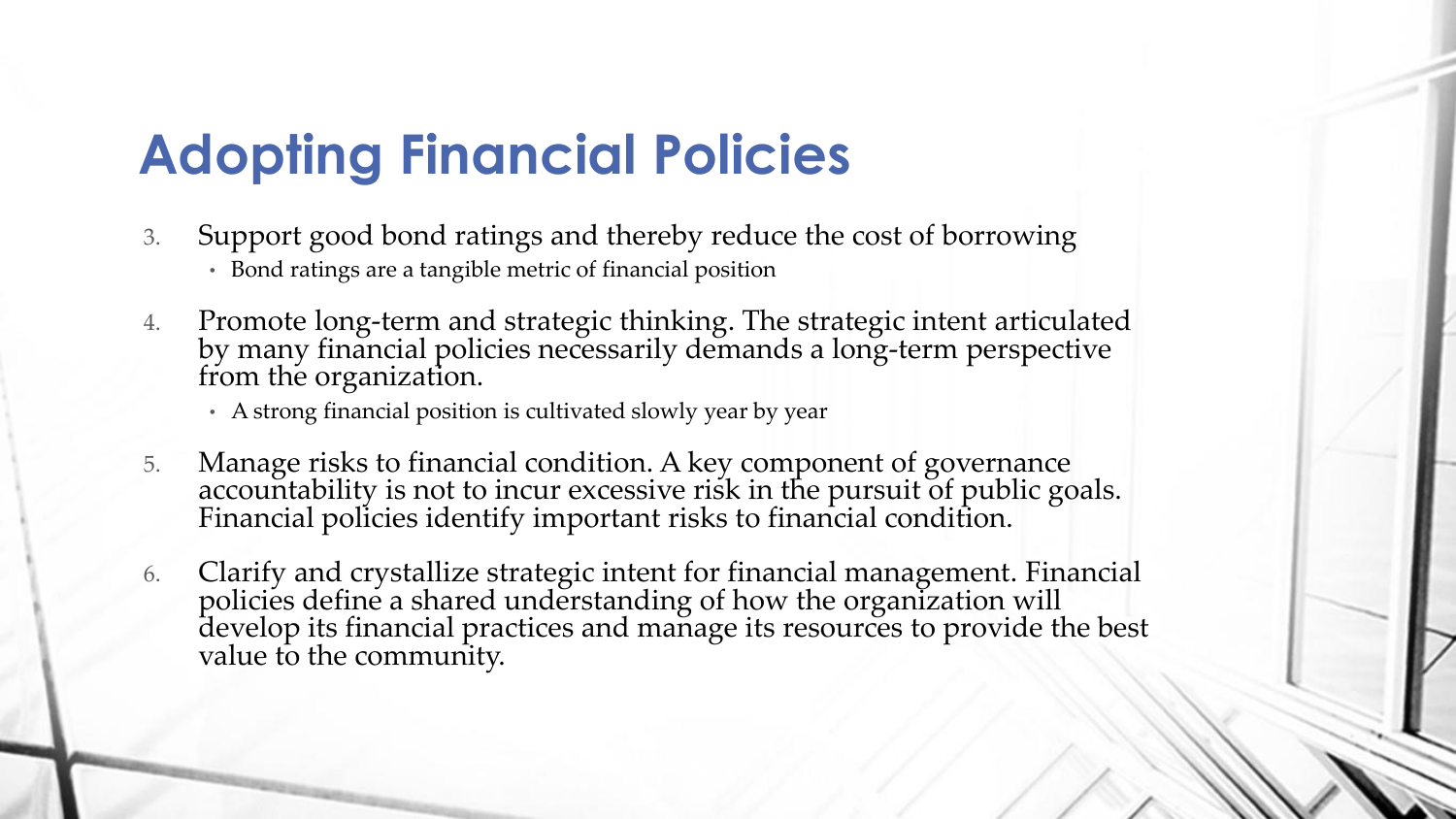# Adopting Financial Policies

3. Support good bond ratings and thereby reduce the cost of borrowing
   - Bond ratings are a tangible metric of financial position
4. Promote long-term and strategic thinking. The strategic intent articulated by many financial policies necessarily demands a long-term perspective from the organization.
   - A strong financial position is cultivated slowly year by year
5. Manage risks to financial condition. A key component of governance accountability is not to incur excessive risk in the pursuit of public goals. Financial policies identify important risks to financial condition.
6. Clarify and crystallize strategic intent for financial management. Financial policies define a shared understanding of how the organization will develop its financial practices and manage its resources to provide the best value to the community.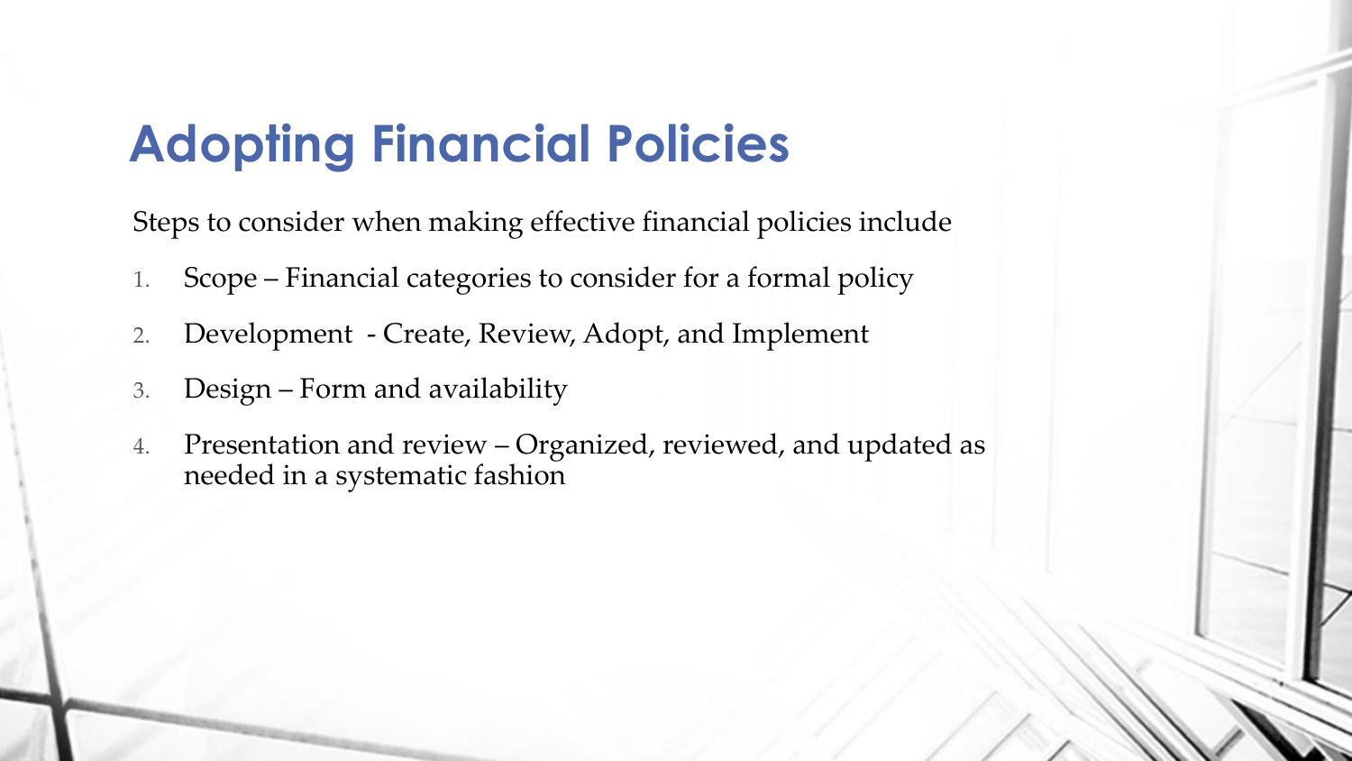# Adopting Financial Policies

Steps to consider when making effective financial policies include

1. Scope – Financial categories to consider for a formal policy
2. Development - Create, Review, Adopt, and Implement
3. Design – Form and availability
4. Presentation and review – Organized, reviewed, and updated as needed in a systematic fashion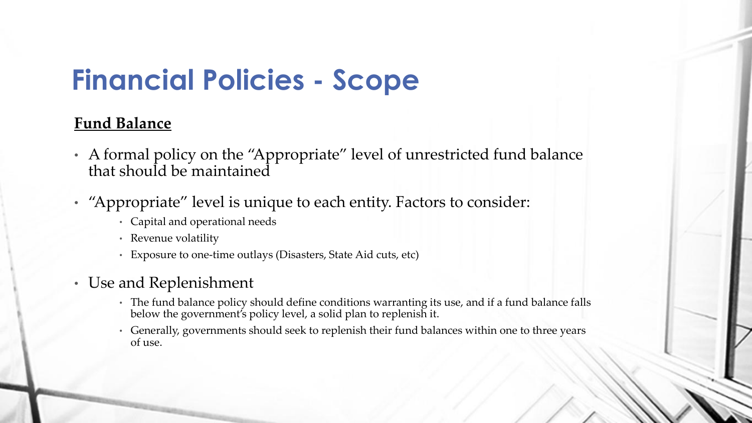# Financial Policies - Scope

**Fund Balance**

- A formal policy on the "Appropriate" level of unrestricted fund balance that should be maintained
- "Appropriate" level is unique to each entity. Factors to consider:
  - Capital and operational needs
  - Revenue volatility
  - Exposure to one-time outlays (Disasters, State Aid cuts, etc)
- Use and Replenishment
  - The fund balance policy should define conditions warranting its use, and if a fund balance falls below the government's policy level, a solid plan to replenish it.
  - Generally, governments should seek to replenish their fund balances within one to three years of use.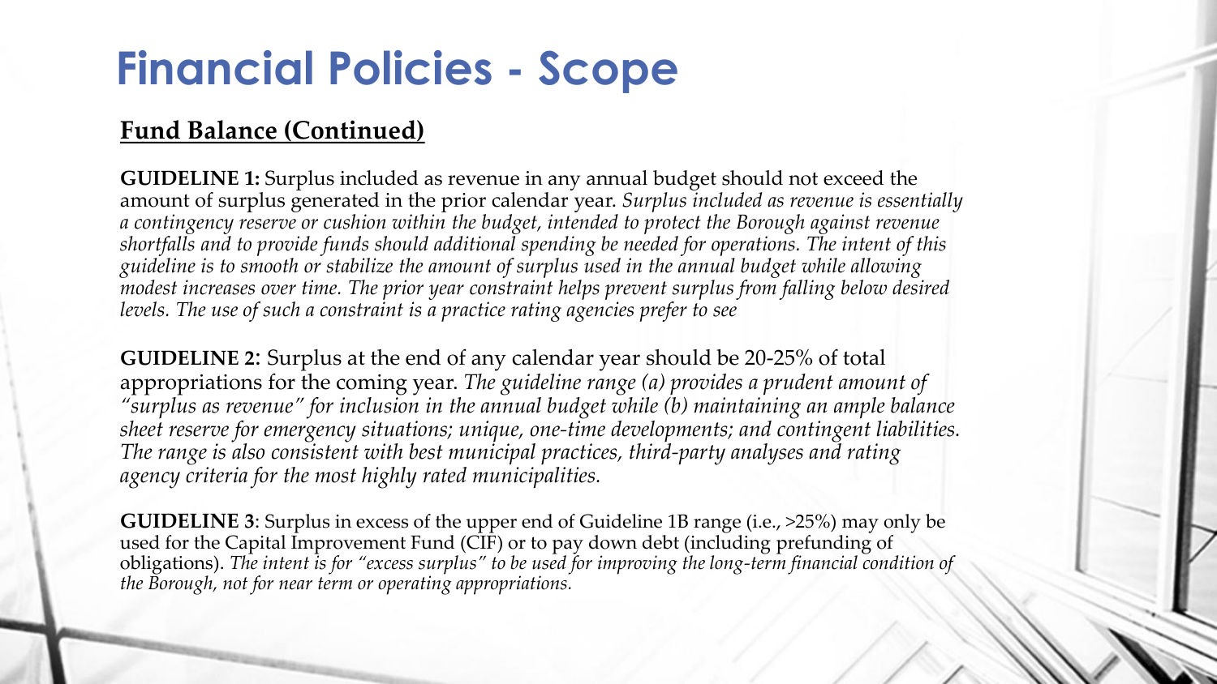# Financial Policies - Scope

**Fund Balance (Continued)**

**GUIDELINE 1:** Surplus included as revenue in any annual budget should not exceed the amount of surplus generated in the prior calendar year. *Surplus included as revenue is essentially a contingency reserve or cushion within the budget, intended to protect the Borough against revenue shortfalls and to provide funds should additional spending be needed for operations. The intent of this guideline is to smooth or stabilize the amount of surplus used in the annual budget while allowing modest increases over time. The prior year constraint helps prevent surplus from falling below desired levels. The use of such a constraint is a practice rating agencies prefer to see*

**GUIDELINE 2**: Surplus at the end of any calendar year should be 20-25% of total appropriations for the coming year. *The guideline range (a) provides a prudent amount of "surplus as revenue" for inclusion in the annual budget while (b) maintaining an ample balance sheet reserve for emergency situations; unique, one-time developments; and contingent liabilities. The range is also consistent with best municipal practices, third-party analyses and rating agency criteria for the most highly rated municipalities.*

**GUIDELINE 3**: Surplus in excess of the upper end of Guideline 1B range (i.e., >25%) may only be used for the Capital Improvement Fund (CIF) or to pay down debt (including prefunding of obligations). *The intent is for "excess surplus" to be used for improving the long-term financial condition of the Borough, not for near term or operating appropriations.*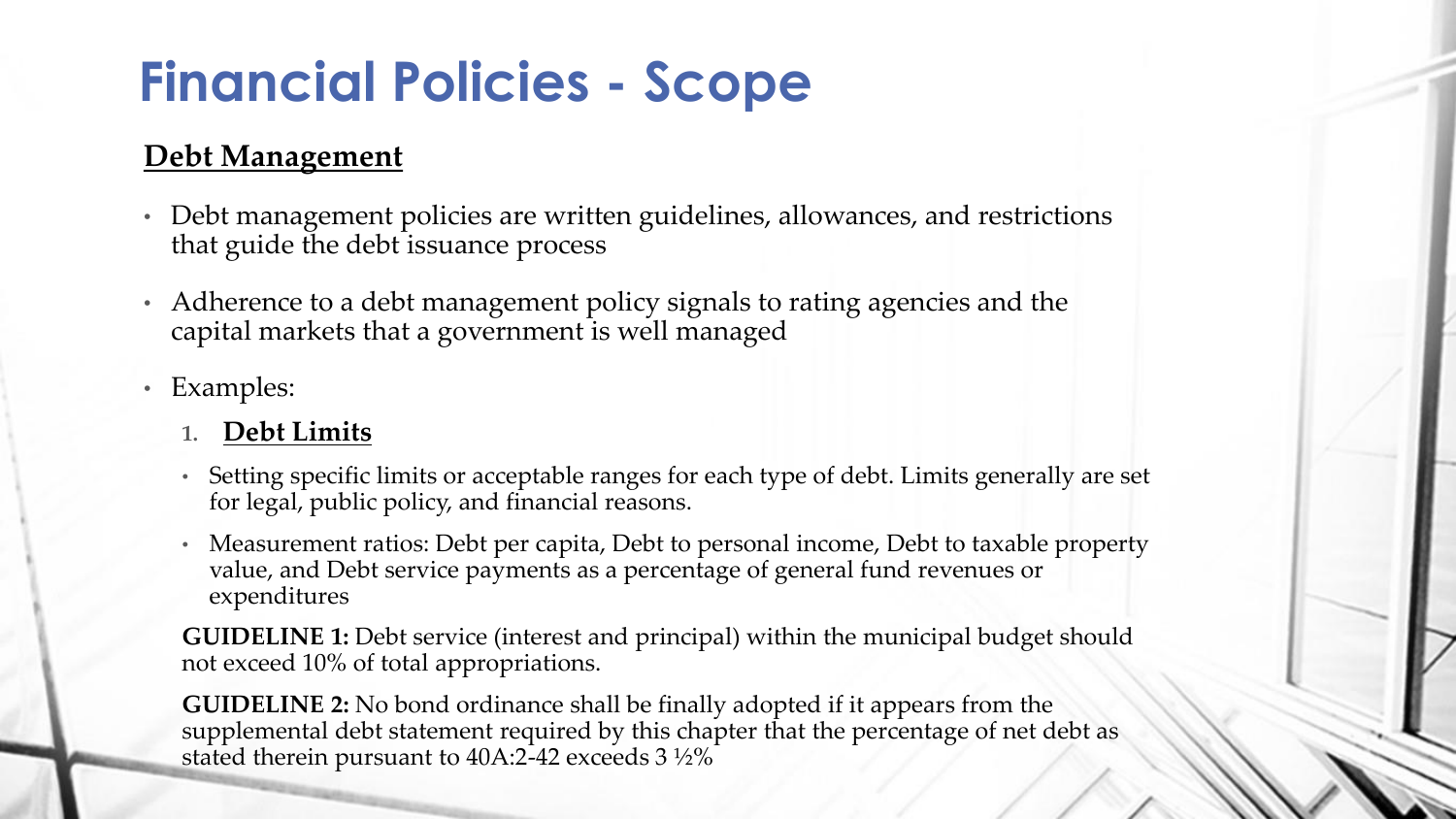# Financial Policies - Scope

## Debt Management

- Debt management policies are written guidelines, allowances, and restrictions that guide the debt issuance process
- Adherence to a debt management policy signals to rating agencies and the capital markets that a government is well managed
- Examples:

1. **Debt Limits**

- Setting specific limits or acceptable ranges for each type of debt. Limits generally are set for legal, public policy, and financial reasons.
- Measurement ratios: Debt per capita, Debt to personal income, Debt to taxable property value, and Debt service payments as a percentage of general fund revenues or expenditures

**GUIDELINE 1:** Debt service (interest and principal) within the municipal budget should not exceed 10% of total appropriations.

**GUIDELINE 2:** No bond ordinance shall be finally adopted if it appears from the supplemental debt statement required by this chapter that the percentage of net debt as stated therein pursuant to 40A:2-42 exceeds 3 ½%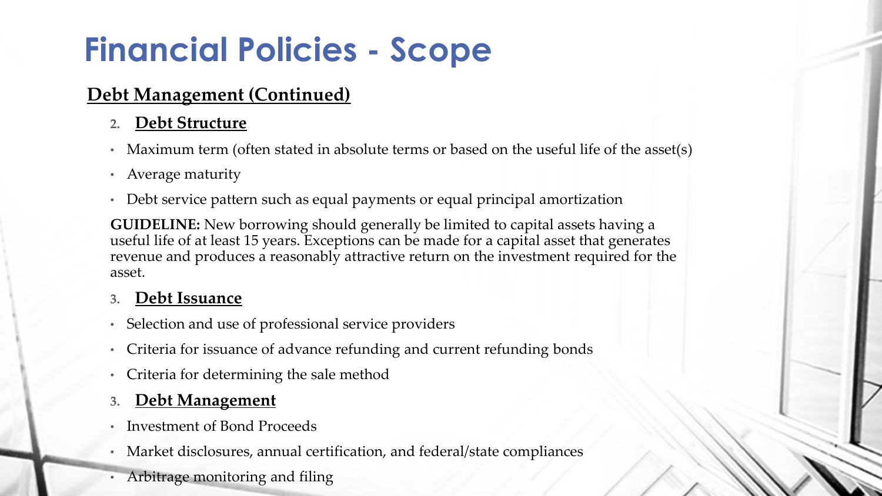# Financial Policies - Scope

## Debt Management (Continued)

### 2. Debt Structure

- Maximum term (often stated in absolute terms or based on the useful life of the asset(s)
- Average maturity
- Debt service pattern such as equal payments or equal principal amortization

**GUIDELINE:** New borrowing should generally be limited to capital assets having a useful life of at least 15 years. Exceptions can be made for a capital asset that generates revenue and produces a reasonably attractive return on the investment required for the asset.

### 3. Debt Issuance

- Selection and use of professional service providers
- Criteria for issuance of advance refunding and current refunding bonds
- Criteria for determining the sale method

### 3. Debt Management

- Investment of Bond Proceeds
- Market disclosures, annual certification, and federal/state compliances
- Arbitrage monitoring and filing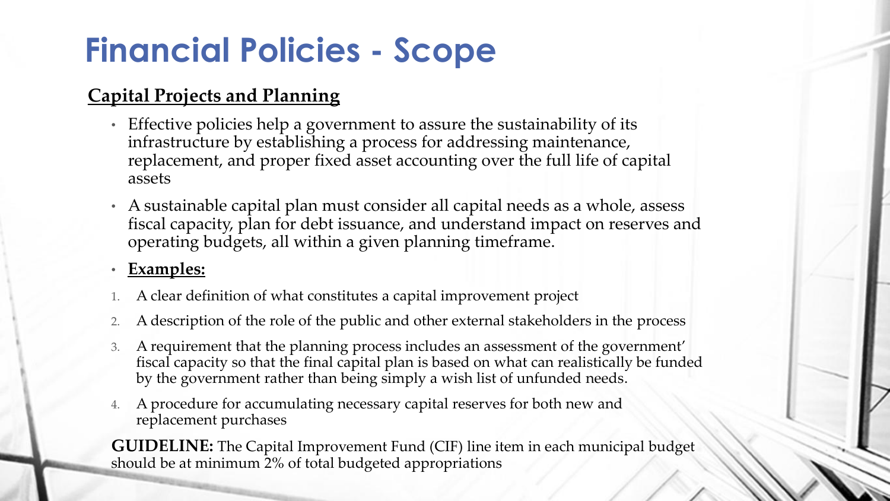# Financial Policies - Scope

## Capital Projects and Planning

- Effective policies help a government to assure the sustainability of its infrastructure by establishing a process for addressing maintenance, replacement, and proper fixed asset accounting over the full life of capital assets
- A sustainable capital plan must consider all capital needs as a whole, assess fiscal capacity, plan for debt issuance, and understand impact on reserves and operating budgets, all within a given planning timeframe.
- **Examples:**

1. A clear definition of what constitutes a capital improvement project
2. A description of the role of the public and other external stakeholders in the process
3. A requirement that the planning process includes an assessment of the government' fiscal capacity so that the final capital plan is based on what can realistically be funded by the government rather than being simply a wish list of unfunded needs.
4. A procedure for accumulating necessary capital reserves for both new and replacement purchases

**GUIDELINE:** The Capital Improvement Fund (CIF) line item in each municipal budget should be at minimum 2% of total budgeted appropriations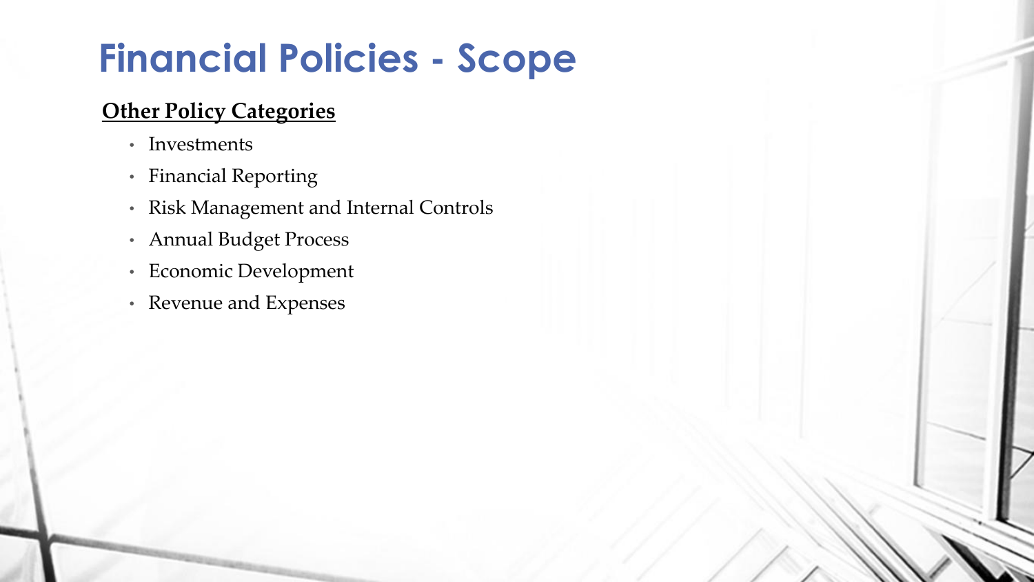# Financial Policies - Scope

**Other Policy Categories**

- Investments
- Financial Reporting
- Risk Management and Internal Controls
- Annual Budget Process
- Economic Development
- Revenue and Expenses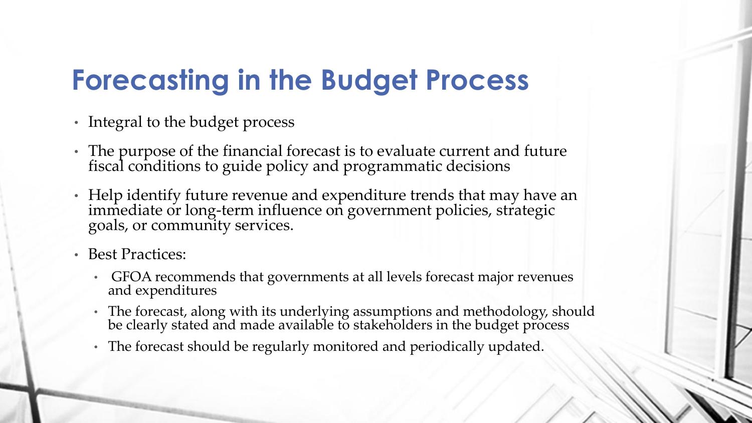# Forecasting in the Budget Process

- Integral to the budget process
- The purpose of the financial forecast is to evaluate current and future fiscal conditions to guide policy and programmatic decisions
- Help identify future revenue and expenditure trends that may have an immediate or long-term influence on government policies, strategic goals, or community services.
- Best Practices:
  - GFOA recommends that governments at all levels forecast major revenues and expenditures
  - The forecast, along with its underlying assumptions and methodology, should be clearly stated and made available to stakeholders in the budget process
  - The forecast should be regularly monitored and periodically updated.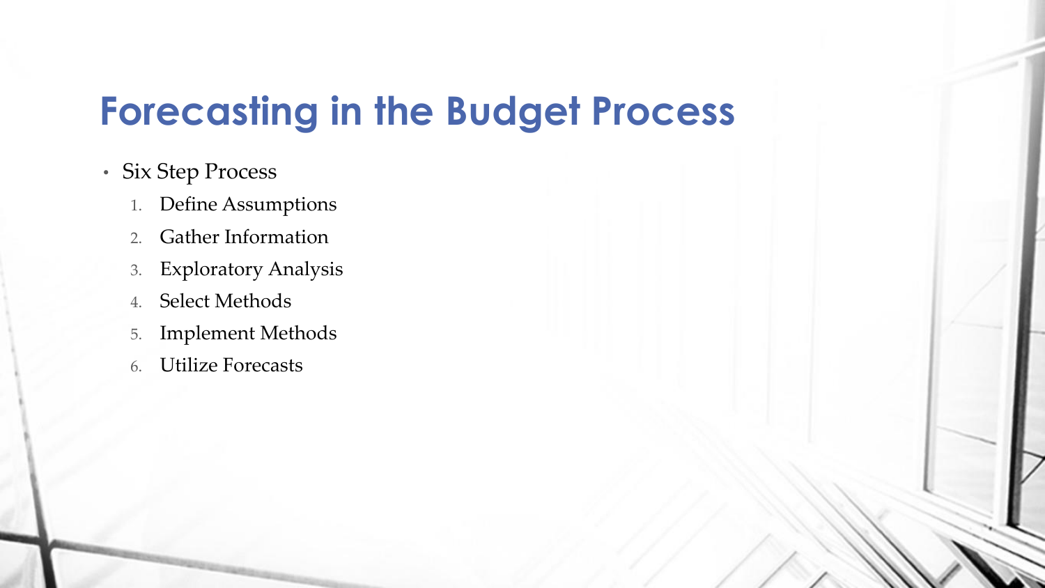# Forecasting in the Budget Process

- Six Step Process
    1. Define Assumptions
    2. Gather Information
    3. Exploratory Analysis
    4. Select Methods
    5. Implement Methods
    6. Utilize Forecasts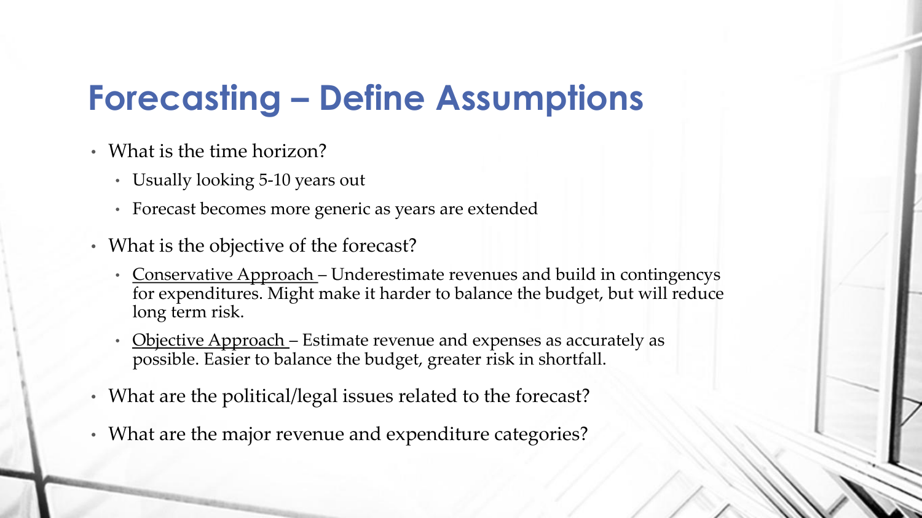# Forecasting – Define Assumptions

- What is the time horizon?
  - Usually looking 5-10 years out
  - Forecast becomes more generic as years are extended
- What is the objective of the forecast?
  - <u>Conservative Approach</u> – Underestimate revenues and build in contingencys for expenditures. Might make it harder to balance the budget, but will reduce long term risk.
  - <u>Objective Approach</u> – Estimate revenue and expenses as accurately as possible. Easier to balance the budget, greater risk in shortfall.
- What are the political/legal issues related to the forecast?
- What are the major revenue and expenditure categories?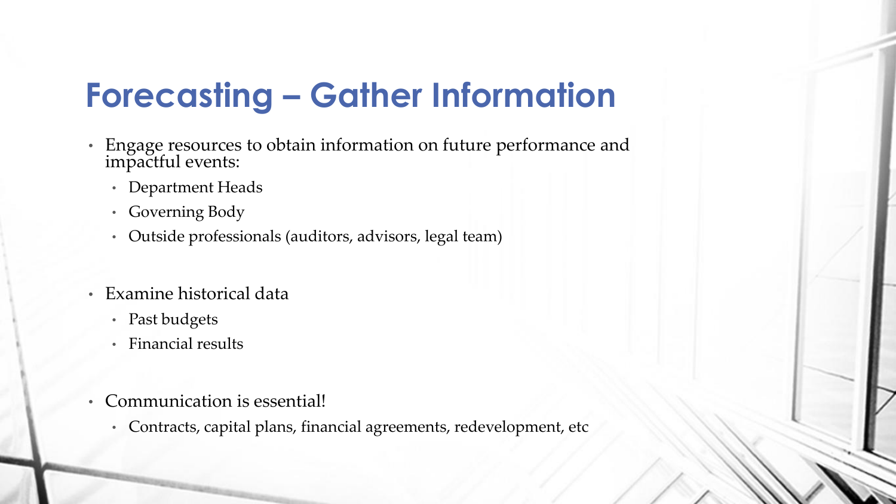# Forecasting – Gather Information

- Engage resources to obtain information on future performance and impactful events:
  - Department Heads
  - Governing Body
  - Outside professionals (auditors, advisors, legal team)

- Examine historical data
  - Past budgets
  - Financial results

- Communication is essential!
  - Contracts, capital plans, financial agreements, redevelopment, etc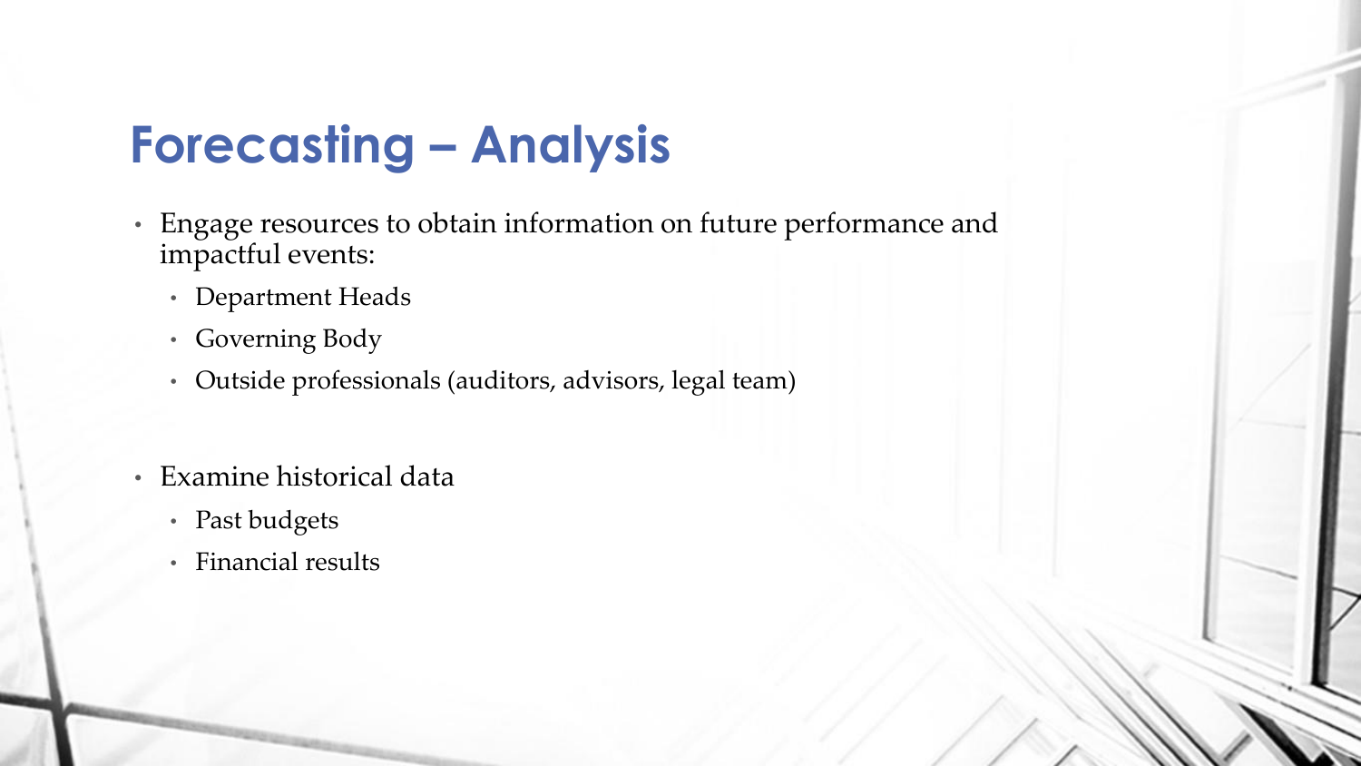# Forecasting – Analysis

- Engage resources to obtain information on future performance and impactful events:
  - Department Heads
  - Governing Body
  - Outside professionals (auditors, advisors, legal team)

- Examine historical data
  - Past budgets
  - Financial results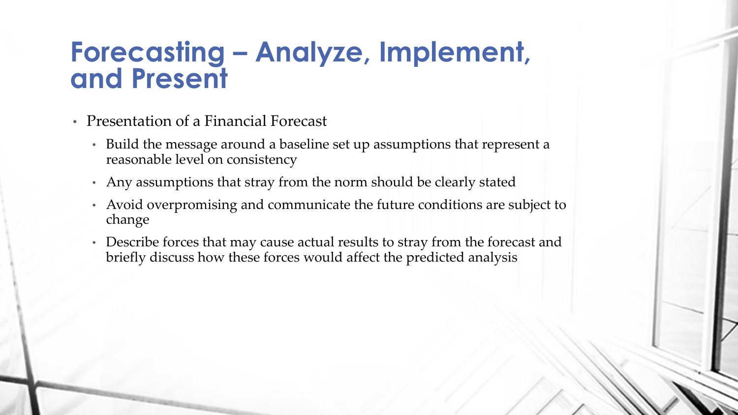# Forecasting – Analyze, Implement, and Present

- Presentation of a Financial Forecast
  - Build the message around a baseline set up assumptions that represent a reasonable level on consistency
  - Any assumptions that stray from the norm should be clearly stated
  - Avoid overpromising and communicate the future conditions are subject to change
  - Describe forces that may cause actual results to stray from the forecast and briefly discuss how these forces would affect the predicted analysis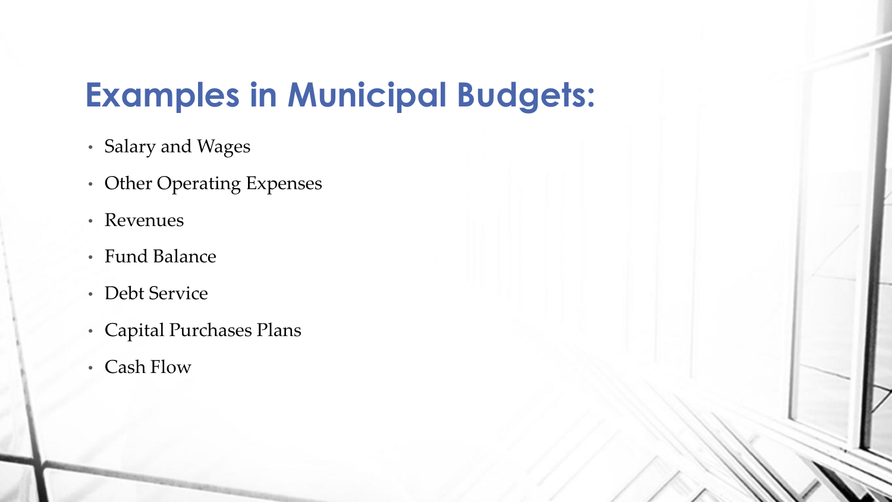# Examples in Municipal Budgets:

- Salary and Wages
- Other Operating Expenses
- Revenues
- Fund Balance
- Debt Service
- Capital Purchases Plans
- Cash Flow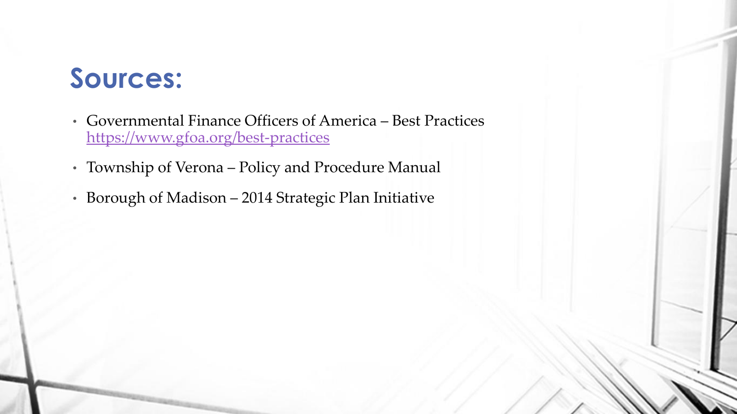# Sources:

- Governmental Finance Officers of America – Best Practices https://www.gfoa.org/best-practices
- Township of Verona – Policy and Procedure Manual
- Borough of Madison – 2014 Strategic Plan Initiative